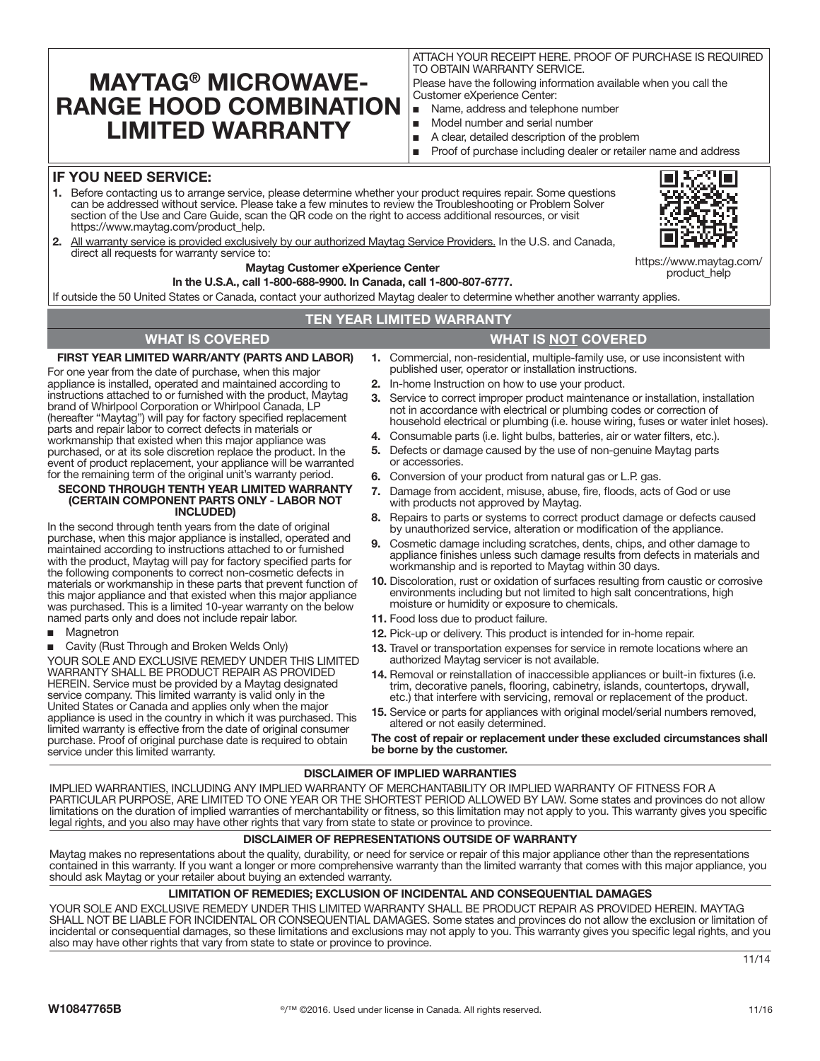# MAYTAG® MICROWAVE-RANGE HOOD COMBINATION LIMITED WARRANTY

ATTACH YOUR RECEIPT HERE. PROOF OF PURCHASE IS REQUIRED TO OBTAIN WARRANTY SERVICE.

Please have the following information available when you call the Customer eXperience Center:

- Name, address and telephone number
- Model number and serial number
- A clear, detailed description of the problem
- Proof of purchase including dealer or retailer name and address

## IF YOU NEED SERVICE:

1. Before contacting us to arrange service, please determine whether your product requires repair. Some questions can be addressed without service. Please take a few minutes to review the Troubleshooting or Problem Solver section of the Use and Care Guide, scan the QR code on the right to access additional resources, or visit https://www.maytag.com/product_help.
2. All warranty service is provided exclusively by our authorized Maytag Service Providers. In the U.S. and Canada, direct all requests for warranty service to:

**Maytag Customer eXperience Center**

**In the U.S.A., call 1-800-688-9900. In Canada, call 1-800-807-6777.**

https://www.maytag.com/product_help

If outside the 50 United States or Canada, contact your authorized Maytag dealer to determine whether another warranty applies.

## TEN YEAR LIMITED WARRANTY

### WHAT IS COVERED

**FIRST YEAR LIMITED WARR/ANTY (PARTS AND LABOR)**

For one year from the date of purchase, when this major appliance is installed, operated and maintained according to instructions attached to or furnished with the product, Maytag brand of Whirlpool Corporation or Whirlpool Canada, LP (hereafter "Maytag") will pay for factory specified replacement parts and repair labor to correct defects in materials or workmanship that existed when this major appliance was purchased, or at its sole discretion replace the product. In the event of product replacement, your appliance will be warranted for the remaining term of the original unit's warranty period.

**SECOND THROUGH TENTH YEAR LIMITED WARRANTY (CERTAIN COMPONENT PARTS ONLY - LABOR NOT INCLUDED)**

In the second through tenth years from the date of original purchase, when this major appliance is installed, operated and maintained according to instructions attached to or furnished with the product, Maytag will pay for factory specified parts for the following components to correct non-cosmetic defects in materials or workmanship in these parts that prevent function of this major appliance and that existed when this major appliance was purchased. This is a limited 10-year warranty on the below named parts only and does not include repair labor.

- Magnetron
- Cavity (Rust Through and Broken Welds Only)

YOUR SOLE AND EXCLUSIVE REMEDY UNDER THIS LIMITED WARRANTY SHALL BE PRODUCT REPAIR AS PROVIDED HEREIN. Service must be provided by a Maytag designated service company. This limited warranty is valid only in the United States or Canada and applies only when the major appliance is used in the country in which it was purchased. This limited warranty is effective from the date of original consumer purchase. Proof of original purchase date is required to obtain service under this limited warranty.

### WHAT IS NOT COVERED

1. Commercial, non-residential, multiple-family use, or use inconsistent with published user, operator or installation instructions.
2. In-home Instruction on how to use your product.
3. Service to correct improper product maintenance or installation, installation not in accordance with electrical or plumbing codes or correction of household electrical or plumbing (i.e. house wiring, fuses or water inlet hoses).
4. Consumable parts (i.e. light bulbs, batteries, air or water filters, etc.).
5. Defects or damage caused by the use of non-genuine Maytag parts or accessories.
6. Conversion of your product from natural gas or L.P. gas.
7. Damage from accident, misuse, abuse, fire, floods, acts of God or use with products not approved by Maytag.
8. Repairs to parts or systems to correct product damage or defects caused by unauthorized service, alteration or modification of the appliance.
9. Cosmetic damage including scratches, dents, chips, and other damage to appliance finishes unless such damage results from defects in materials and workmanship and is reported to Maytag within 30 days.
10. Discoloration, rust or oxidation of surfaces resulting from caustic or corrosive environments including but not limited to high salt concentrations, high moisture or humidity or exposure to chemicals.
11. Food loss due to product failure.
12. Pick-up or delivery. This product is intended for in-home repair.
13. Travel or transportation expenses for service in remote locations where an authorized Maytag servicer is not available.
14. Removal or reinstallation of inaccessible appliances or built-in fixtures (i.e. trim, decorative panels, flooring, cabinetry, islands, countertops, drywall, etc.) that interfere with servicing, removal or replacement of the product.
15. Service or parts for appliances with original model/serial numbers removed, altered or not easily determined.

**The cost of repair or replacement under these excluded circumstances shall be borne by the customer.**

### DISCLAIMER OF IMPLIED WARRANTIES

IMPLIED WARRANTIES, INCLUDING ANY IMPLIED WARRANTY OF MERCHANTABILITY OR IMPLIED WARRANTY OF FITNESS FOR A PARTICULAR PURPOSE, ARE LIMITED TO ONE YEAR OR THE SHORTEST PERIOD ALLOWED BY LAW. Some states and provinces do not allow limitations on the duration of implied warranties of merchantability or fitness, so this limitation may not apply to you. This warranty gives you specific legal rights, and you also may have other rights that vary from state to state or province to province.

### DISCLAIMER OF REPRESENTATIONS OUTSIDE OF WARRANTY

Maytag makes no representations about the quality, durability, or need for service or repair of this major appliance other than the representations contained in this warranty. If you want a longer or more comprehensive warranty than the limited warranty that comes with this major appliance, you should ask Maytag or your retailer about buying an extended warranty.

### LIMITATION OF REMEDIES; EXCLUSION OF INCIDENTAL AND CONSEQUENTIAL DAMAGES

YOUR SOLE AND EXCLUSIVE REMEDY UNDER THIS LIMITED WARRANTY SHALL BE PRODUCT REPAIR AS PROVIDED HEREIN. MAYTAG SHALL NOT BE LIABLE FOR INCIDENTAL OR CONSEQUENTIAL DAMAGES. Some states and provinces do not allow the exclusion or limitation of incidental or consequential damages, so these limitations and exclusions may not apply to you. This warranty gives you specific legal rights, and you also may have other rights that vary from state to state or province to province.

11/14

**W10847765B** ®/™ ©2016. Used under license in Canada. All rights reserved. 11/16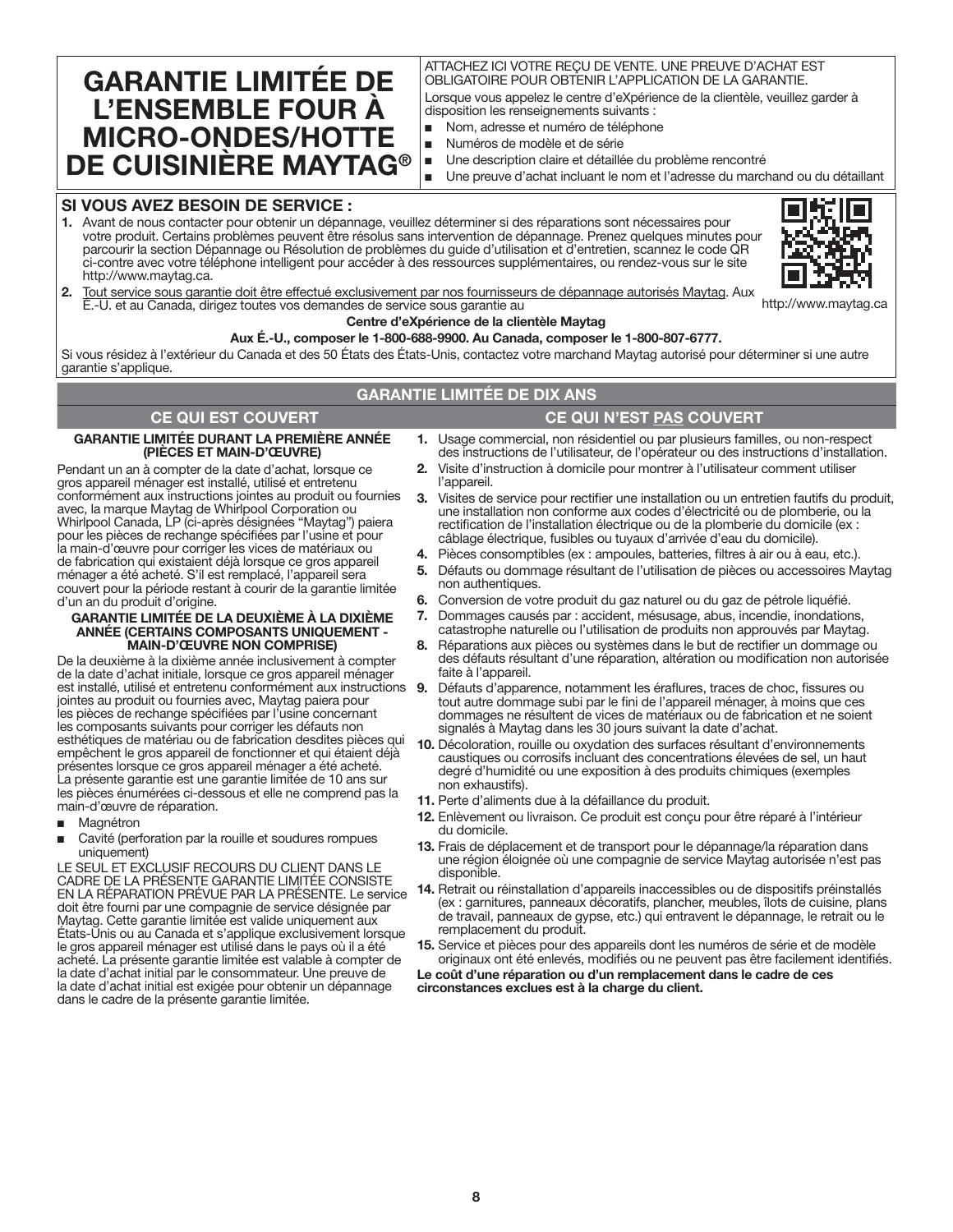# GARANTIE LIMITÉE DE L'ENSEMBLE FOUR À MICRO-ONDES/HOTTE DE CUISINIÈRE MAYTAG®

ATTACHEZ ICI VOTRE REÇU DE VENTE. UNE PREUVE D'ACHAT EST OBLIGATOIRE POUR OBTENIR L'APPLICATION DE LA GARANTIE.

Lorsque vous appelez le centre d'eXpérience de la clientèle, veuillez garder à disposition les renseignements suivants :

- Nom, adresse et numéro de téléphone
- Numéros de modèle et de série
- Une description claire et détaillée du problème rencontré
- Une preuve d'achat incluant le nom et l'adresse du marchand ou du détaillant

## SI VOUS AVEZ BESOIN DE SERVICE :

1. Avant de nous contacter pour obtenir un dépannage, veuillez déterminer si des réparations sont nécessaires pour votre produit. Certains problèmes peuvent être résolus sans intervention de dépannage. Prenez quelques minutes pour parcourir la section Dépannage ou Résolution de problèmes du guide d'utilisation et d'entretien, scannez le code QR ci-contre avec votre téléphone intelligent pour accéder à des ressources supplémentaires, ou rendez-vous sur le site http://www.maytag.ca.
2. Tout service sous garantie doit être effectué exclusivement par nos fournisseurs de dépannage autorisés Maytag. Aux É.-U. et au Canada, dirigez toutes vos demandes de service sous garantie au

http://www.maytag.ca

**Centre d'eXpérience de la clientèle Maytag**

**Aux É.-U., composer le 1-800-688-9900. Au Canada, composer le 1-800-807-6777.**

Si vous résidez à l'extérieur du Canada et des 50 États des États-Unis, contactez votre marchand Maytag autorisé pour déterminer si une autre garantie s'applique.

## GARANTIE LIMITÉE DE DIX ANS

### CE QUI EST COUVERT

**GARANTIE LIMITÉE DURANT LA PREMIÈRE ANNÉE (PIÈCES ET MAIN-D'ŒUVRE)**

Pendant un an à compter de la date d'achat, lorsque ce gros appareil ménager est installé, utilisé et entretenu conformément aux instructions jointes au produit ou fournies avec, la marque Maytag de Whirlpool Corporation ou Whirlpool Canada, LP (ci-après désignées "Maytag") paiera pour les pièces de rechange spécifiées par l'usine et pour la main-d'œuvre pour corriger les vices de matériaux ou de fabrication qui existaient déjà lorsque ce gros appareil ménager a été acheté. S'il est remplacé, l'appareil sera couvert pour la période restant à courir de la garantie limitée d'un an du produit d'origine.

**GARANTIE LIMITÉE DE LA DEUXIÈME À LA DIXIÈME ANNÉE (CERTAINS COMPOSANTS UNIQUEMENT - MAIN-D'ŒUVRE NON COMPRISE)**

De la deuxième à la dixième année inclusivement à compter de la date d'achat initiale, lorsque ce gros appareil ménager est installé, utilisé et entretenu conformément aux instructions jointes au produit ou fournies avec, Maytag paiera pour les pièces de rechange spécifiées par l'usine concernant les composants suivants pour corriger les défauts non esthétiques de matériau ou de fabrication desdites pièces qui empêchent le gros appareil de fonctionner et qui étaient déjà présentes lorsque ce gros appareil ménager a été acheté. La présente garantie est une garantie limitée de 10 ans sur les pièces énumérées ci-dessous et elle ne comprend pas la main-d'œuvre de réparation.

- Magnétron
- Cavité (perforation par la rouille et soudures rompues uniquement)

LE SEUL ET EXCLUSIF RECOURS DU CLIENT DANS LE CADRE DE LA PRÉSENTE GARANTIE LIMITÉE CONSISTE EN LA RÉPARATION PRÉVUE PAR LA PRÉSENTE. Le service doit être fourni par une compagnie de service désignée par Maytag. Cette garantie limitée est valide uniquement aux États-Unis ou au Canada et s'applique exclusivement lorsque le gros appareil ménager est utilisé dans le pays où il a été acheté. La présente garantie limitée est valable à compter de la date d'achat initial par le consommateur. Une preuve de la date d'achat initial est exigée pour obtenir un dépannage dans le cadre de la présente garantie limitée.

### CE QUI N'EST PAS COUVERT

1. Usage commercial, non résidentiel ou par plusieurs familles, ou non-respect des instructions de l'utilisateur, de l'opérateur ou des instructions d'installation.
2. Visite d'instruction à domicile pour montrer à l'utilisateur comment utiliser l'appareil.
3. Visites de service pour rectifier une installation ou un entretien fautifs du produit, une installation non conforme aux codes d'électricité ou de plomberie, ou la rectification de l'installation électrique ou de la plomberie du domicile (ex : câblage électrique, fusibles ou tuyaux d'arrivée d'eau du domicile).
4. Pièces consomptibles (ex : ampoules, batteries, filtres à air ou à eau, etc.).
5. Défauts ou dommage résultant de l'utilisation de pièces ou accessoires Maytag non authentiques.
6. Conversion de votre produit du gaz naturel ou du gaz de pétrole liquéfié.
7. Dommages causés par : accident, mésusage, abus, incendie, inondations, catastrophe naturelle ou l'utilisation de produits non approuvés par Maytag.
8. Réparations aux pièces ou systèmes dans le but de rectifier un dommage ou des défauts résultant d'une réparation, altération ou modification non autorisée faite à l'appareil.
9. Défauts d'apparence, notamment les éraflures, traces de choc, fissures ou tout autre dommage subi par le fini de l'appareil ménager, à moins que ces dommages ne résultent de vices de matériaux ou de fabrication et ne soient signalés à Maytag dans les 30 jours suivant la date d'achat.
10. Décoloration, rouille ou oxydation des surfaces résultant d'environnements caustiques ou corrosifs incluant des concentrations élevées de sel, un haut degré d'humidité ou une exposition à des produits chimiques (exemples non exhaustifs).
11. Perte d'aliments due à la défaillance du produit.
12. Enlèvement ou livraison. Ce produit est conçu pour être réparé à l'intérieur du domicile.
13. Frais de déplacement et de transport pour le dépannage/la réparation dans une région éloignée où une compagnie de service Maytag autorisée n'est pas disponible.
14. Retrait ou réinstallation d'appareils inaccessibles ou de dispositifs préinstallés (ex : garnitures, panneaux décoratifs, plancher, meubles, îlots de cuisine, plans de travail, panneaux de gypse, etc.) qui entravent le dépannage, le retrait ou le remplacement du produit.
15. Service et pièces pour des appareils dont les numéros de série et de modèle originaux ont été enlevés, modifiés ou ne peuvent pas être facilement identifiés.

**Le coût d'une réparation ou d'un remplacement dans le cadre de ces circonstances exclues est à la charge du client.**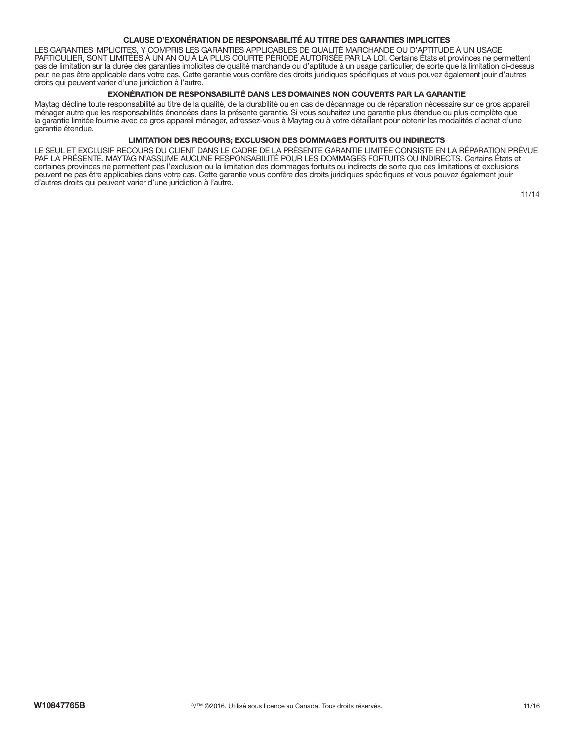### CLAUSE D'EXONÉRATION DE RESPONSABILITÉ AU TITRE DES GARANTIES IMPLICITES

LES GARANTIES IMPLICITES, Y COMPRIS LES GARANTIES APPLICABLES DE QUALITÉ MARCHANDE OU D'APTITUDE À UN USAGE PARTICULIER, SONT LIMITÉES À UN AN OU À LA PLUS COURTE PÉRIODE AUTORISÉE PAR LA LOI. Certains États et provinces ne permettent pas de limitation sur la durée des garanties implicites de qualité marchande ou d'aptitude à un usage particulier, de sorte que la limitation ci-dessus peut ne pas être applicable dans votre cas. Cette garantie vous confère des droits juridiques spécifiques et vous pouvez également jouir d'autres droits qui peuvent varier d'une juridiction à l'autre.

### EXONÉRATION DE RESPONSABILITÉ DANS LES DOMAINES NON COUVERTS PAR LA GARANTIE

Maytag décline toute responsabilité au titre de la qualité, de la durabilité ou en cas de dépannage ou de réparation nécessaire sur ce gros appareil ménager autre que les responsabilités énoncées dans la présente garantie. Si vous souhaitez une garantie plus étendue ou plus complète que la garantie limitée fournie avec ce gros appareil ménager, adressez-vous à Maytag ou à votre détaillant pour obtenir les modalités d'achat d'une garantie étendue.

### LIMITATION DES RECOURS; EXCLUSION DES DOMMAGES FORTUITS OU INDIRECTS

LE SEUL ET EXCLUSIF RECOURS DU CLIENT DANS LE CADRE DE LA PRÉSENTE GARANTIE LIMITÉE CONSISTE EN LA RÉPARATION PRÉVUE PAR LA PRÉSENTE. MAYTAG N'ASSUME AUCUNE RESPONSABILITÉ POUR LES DOMMAGES FORTUITS OU INDIRECTS. Certains États et certaines provinces ne permettent pas l'exclusion ou la limitation des dommages fortuits ou indirects de sorte que ces limitations et exclusions peuvent ne pas être applicables dans votre cas. Cette garantie vous confère des droits juridiques spécifiques et vous pouvez également jouir d'autres droits qui peuvent varier d'une juridiction à l'autre.

11/14

**W10847765B** ®/™ ©2016. Utilisé sous licence au Canada. Tous droits réservés. 11/16